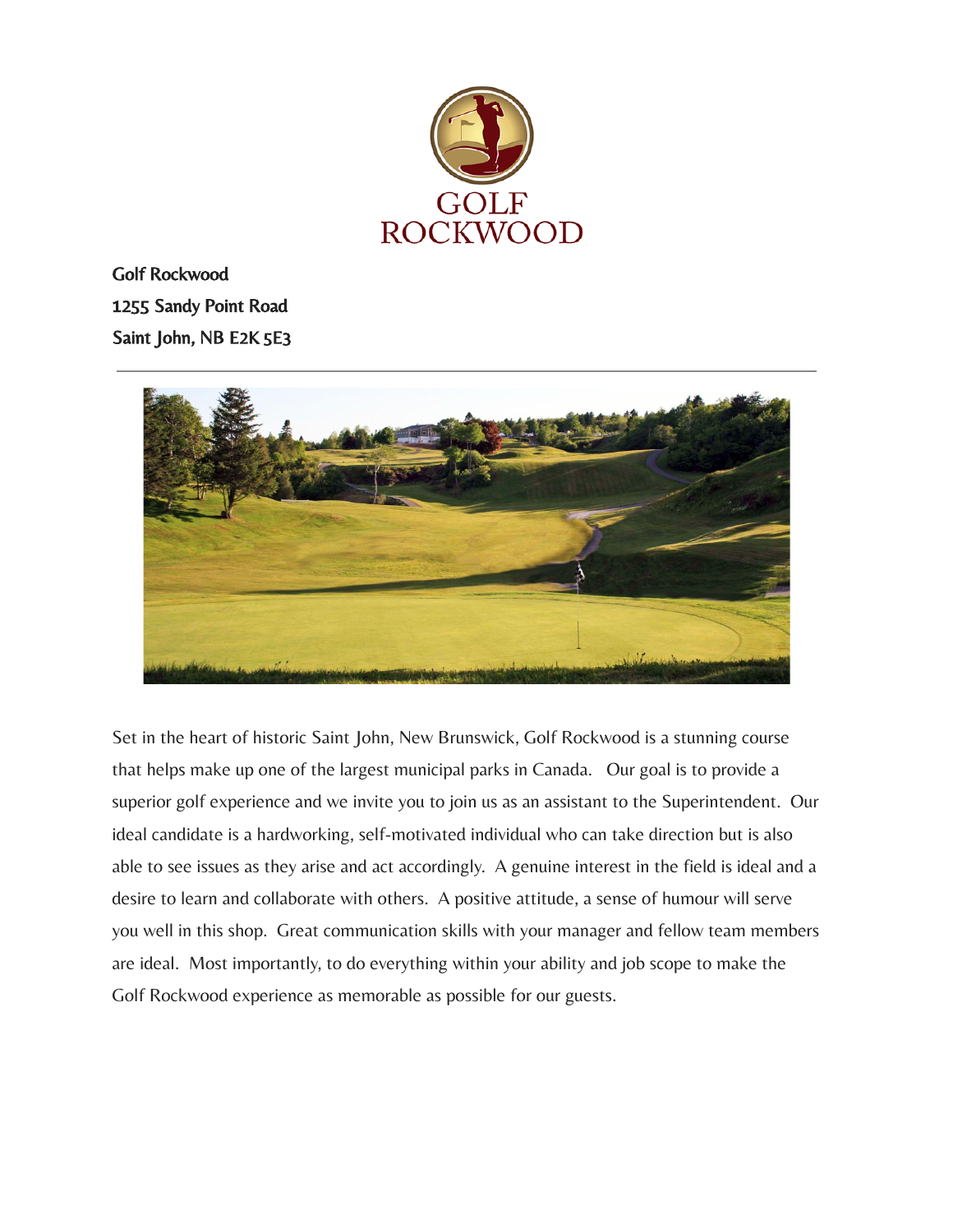GOLF
ROCKWOOD

Golf Rockwood
1255 Sandy Point Road
Saint John, NB E2K 5E3

---

Set in the heart of historic Saint John, New Brunswick, Golf Rockwood is a stunning course that helps make up one of the largest municipal parks in Canada. Our goal is to provide a superior golf experience and we invite you to join us as an assistant to the Superintendent. Our ideal candidate is a hardworking, self-motivated individual who can take direction but is also able to see issues as they arise and act accordingly. A genuine interest in the field is ideal and a desire to learn and collaborate with others. A positive attitude, a sense of humour will serve you well in this shop. Great communication skills with your manager and fellow team members are ideal. Most importantly, to do everything within your ability and job scope to make the Golf Rockwood experience as memorable as possible for our guests.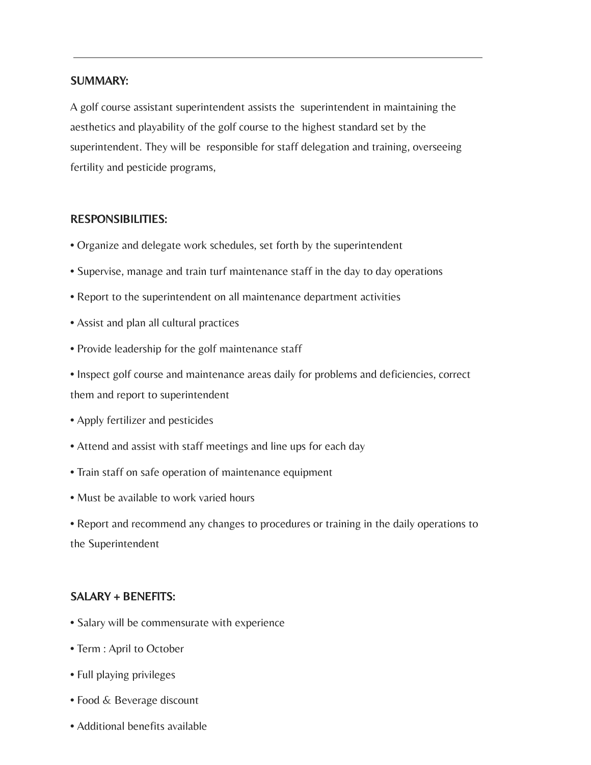---

## SUMMARY:

A golf course assistant superintendent assists the superintendent in maintaining the aesthetics and playability of the golf course to the highest standard set by the superintendent. They will be responsible for staff delegation and training, overseeing fertility and pesticide programs,

## RESPONSIBILITIES:

- Organize and delegate work schedules, set forth by the superintendent
- Supervise, manage and train turf maintenance staff in the day to day operations
- Report to the superintendent on all maintenance department activities
- Assist and plan all cultural practices
- Provide leadership for the golf maintenance staff
- Inspect golf course and maintenance areas daily for problems and deficiencies, correct them and report to superintendent
- Apply fertilizer and pesticides
- Attend and assist with staff meetings and line ups for each day
- Train staff on safe operation of maintenance equipment
- Must be available to work varied hours
- Report and recommend any changes to procedures or training in the daily operations to the Superintendent

## SALARY + BENEFITS:

- Salary will be commensurate with experience
- Term : April to October
- Full playing privileges
- Food & Beverage discount
- Additional benefits available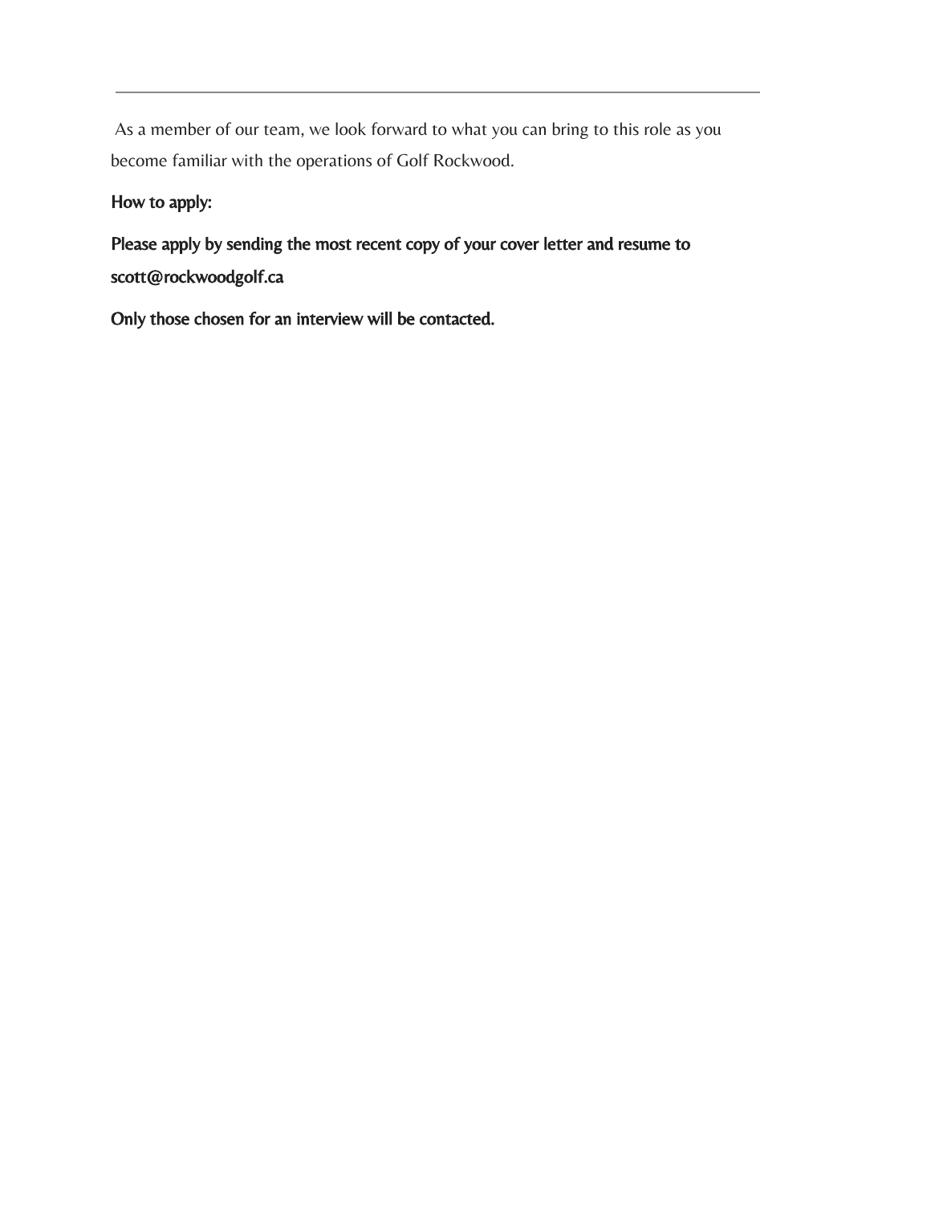---

As a member of our team, we look forward to what you can bring to this role as you become familiar with the operations of Golf Rockwood.

**How to apply:**

**Please apply by sending the most recent copy of your cover letter and resume to scott@rockwoodgolf.ca**

**Only those chosen for an interview will be contacted.**